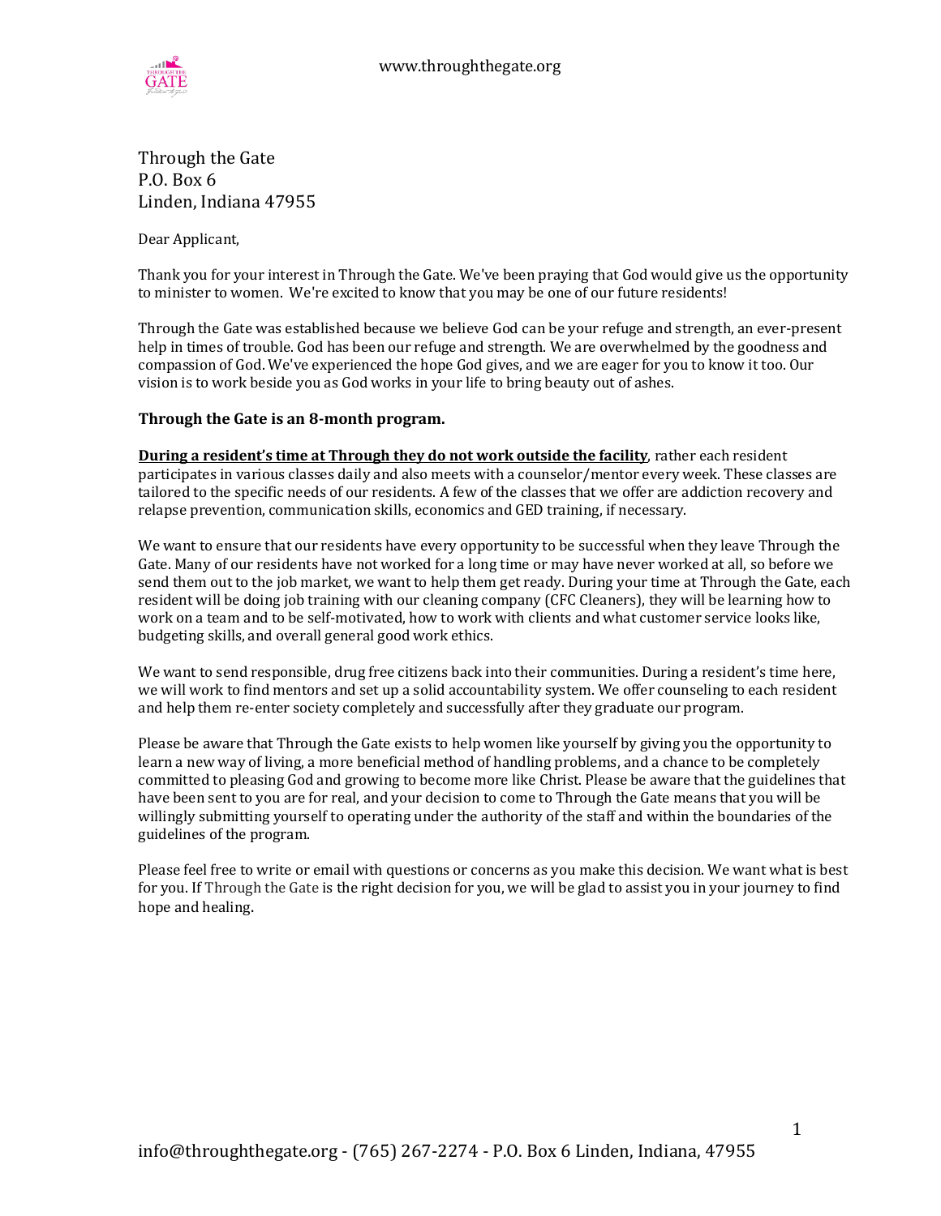Through the Gate
P.O. Box 6
Linden, Indiana 47955

Dear Applicant,

Thank you for your interest in Through the Gate. We've been praying that God would give us the opportunity to minister to women. We're excited to know that you may be one of our future residents!

Through the Gate was established because we believe God can be your refuge and strength, an ever-present help in times of trouble. God has been our refuge and strength. We are overwhelmed by the goodness and compassion of God. We've experienced the hope God gives, and we are eager for you to know it too. Our vision is to work beside you as God works in your life to bring beauty out of ashes.

**Through the Gate is an 8-month program.**

**During a resident's time at Through they do not work outside the facility**, rather each resident participates in various classes daily and also meets with a counselor/mentor every week. These classes are tailored to the specific needs of our residents. A few of the classes that we offer are addiction recovery and relapse prevention, communication skills, economics and GED training, if necessary.

We want to ensure that our residents have every opportunity to be successful when they leave Through the Gate. Many of our residents have not worked for a long time or may have never worked at all, so before we send them out to the job market, we want to help them get ready. During your time at Through the Gate, each resident will be doing job training with our cleaning company (CFC Cleaners), they will be learning how to work on a team and to be self-motivated, how to work with clients and what customer service looks like, budgeting skills, and overall general good work ethics.

We want to send responsible, drug free citizens back into their communities. During a resident's time here, we will work to find mentors and set up a solid accountability system. We offer counseling to each resident and help them re-enter society completely and successfully after they graduate our program.

Please be aware that Through the Gate exists to help women like yourself by giving you the opportunity to learn a new way of living, a more beneficial method of handling problems, and a chance to be completely committed to pleasing God and growing to become more like Christ. Please be aware that the guidelines that have been sent to you are for real, and your decision to come to Through the Gate means that you will be willingly submitting yourself to operating under the authority of the staff and within the boundaries of the guidelines of the program.

Please feel free to write or email with questions or concerns as you make this decision. We want what is best for you. If Through the Gate is the right decision for you, we will be glad to assist you in your journey to find hope and healing.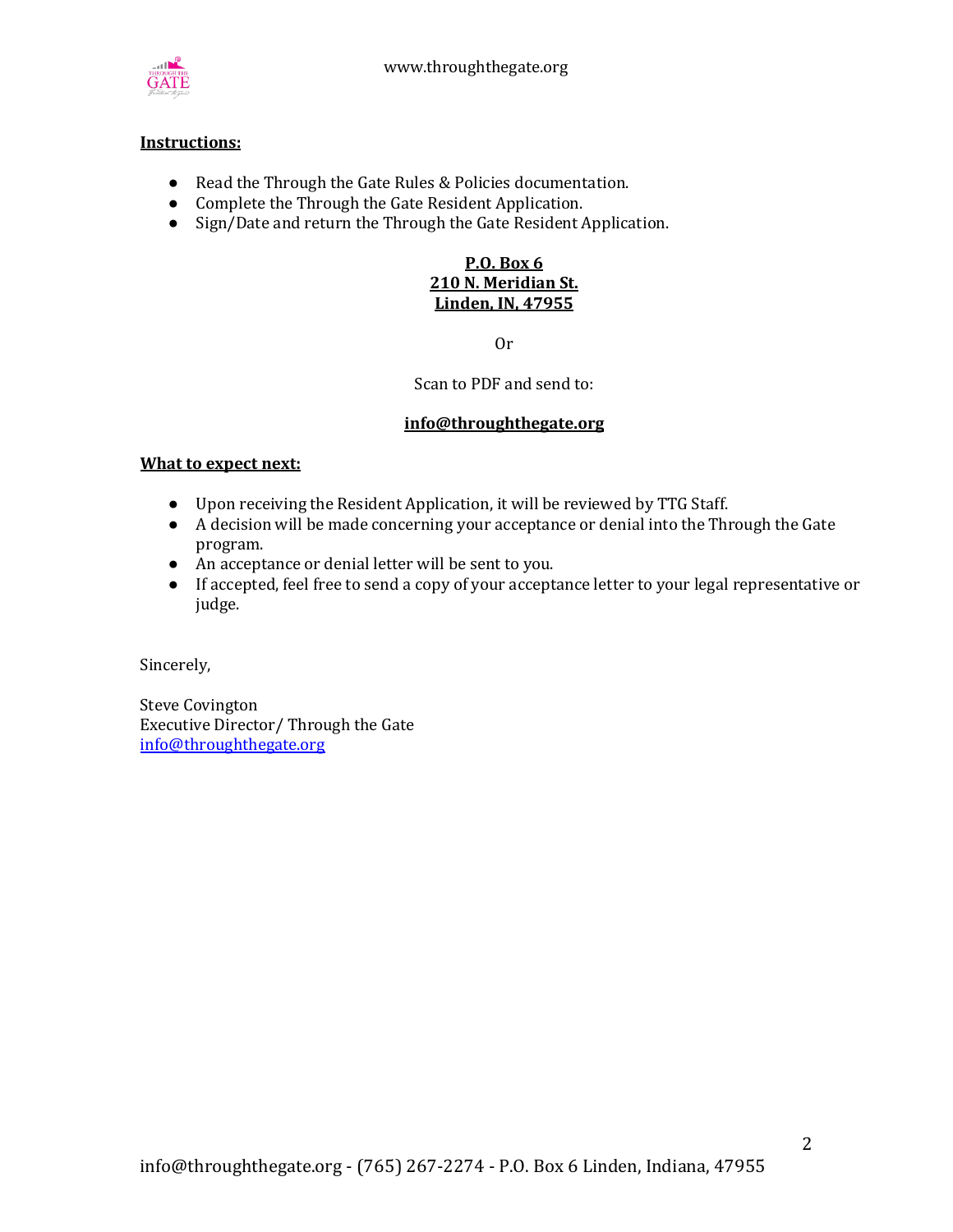**Instructions:**

- Read the Through the Gate Rules & Policies documentation.
- Complete the Through the Gate Resident Application.
- Sign/Date and return the Through the Gate Resident Application.

**P.O. Box 6**
**210 N. Meridian St.**
**Linden, IN, 47955**

Or

Scan to PDF and send to:

**info@throughthegate.org**

**What to expect next:**

- Upon receiving the Resident Application, it will be reviewed by TTG Staff.
- A decision will be made concerning your acceptance or denial into the Through the Gate program.
- An acceptance or denial letter will be sent to you.
- If accepted, feel free to send a copy of your acceptance letter to your legal representative or judge.

Sincerely,

Steve Covington
Executive Director/ Through the Gate
info@throughthegate.org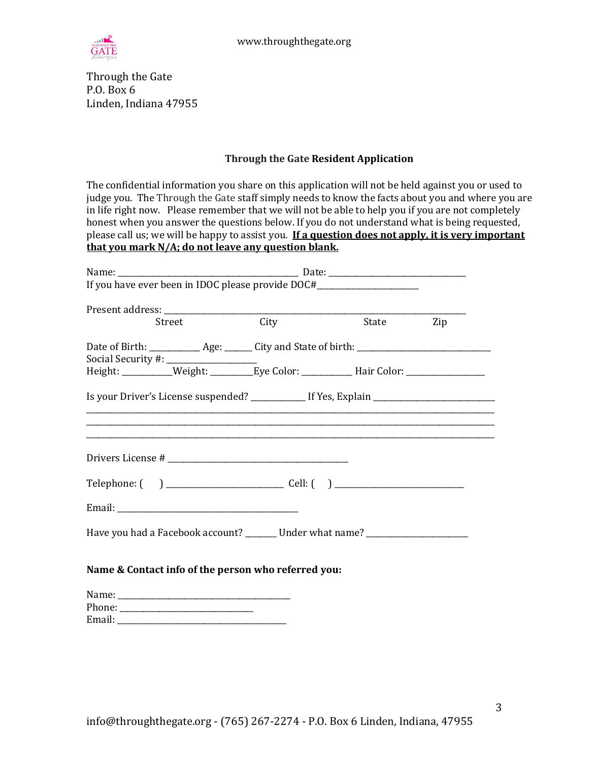www.throughthegate.org

Through the Gate
P.O. Box 6
Linden, Indiana 47955

**Through the Gate Resident Application**

The confidential information you share on this application will not be held against you or used to judge you. The Through the Gate staff simply needs to know the facts about you and where you are in life right now. Please remember that we will not be able to help you if you are not completely honest when you answer the questions below. If you do not understand what is being requested, please call us; we will be happy to assist you. **<u>If a question does not apply, it is very important that you mark N/A; do not leave any question blank.</u>**

Name: ______________________________________ Date: ____________________________
If you have ever been in IDOC please provide DOC#______________________

Present address: ______________________________________________________________
Street City State Zip

Date of Birth: __________ Age: _____ City and State of birth: ___________________________
Social Security #: __________________
Height: __________Weight: _________Eye Color: __________ Hair Color: ________________

Is your Driver's License suspended? ___________ If Yes, Explain ________________________
______________________________________________________________________________
______________________________________________________________________________
______________________________________________________________________________

Drivers License # _____________________________________

Telephone: ( ) ________________________ Cell: ( ) ___________________________

Email: _____________________________________

Have you had a Facebook account? ______ Under what name? _____________________

**Name & Contact info of the person who referred you:**

Name: ___________________________________
Phone: ____________________________
Email: ___________________________________

info@throughthegate.org - (765) 267-2274 - P.O. Box 6 Linden, Indiana, 47955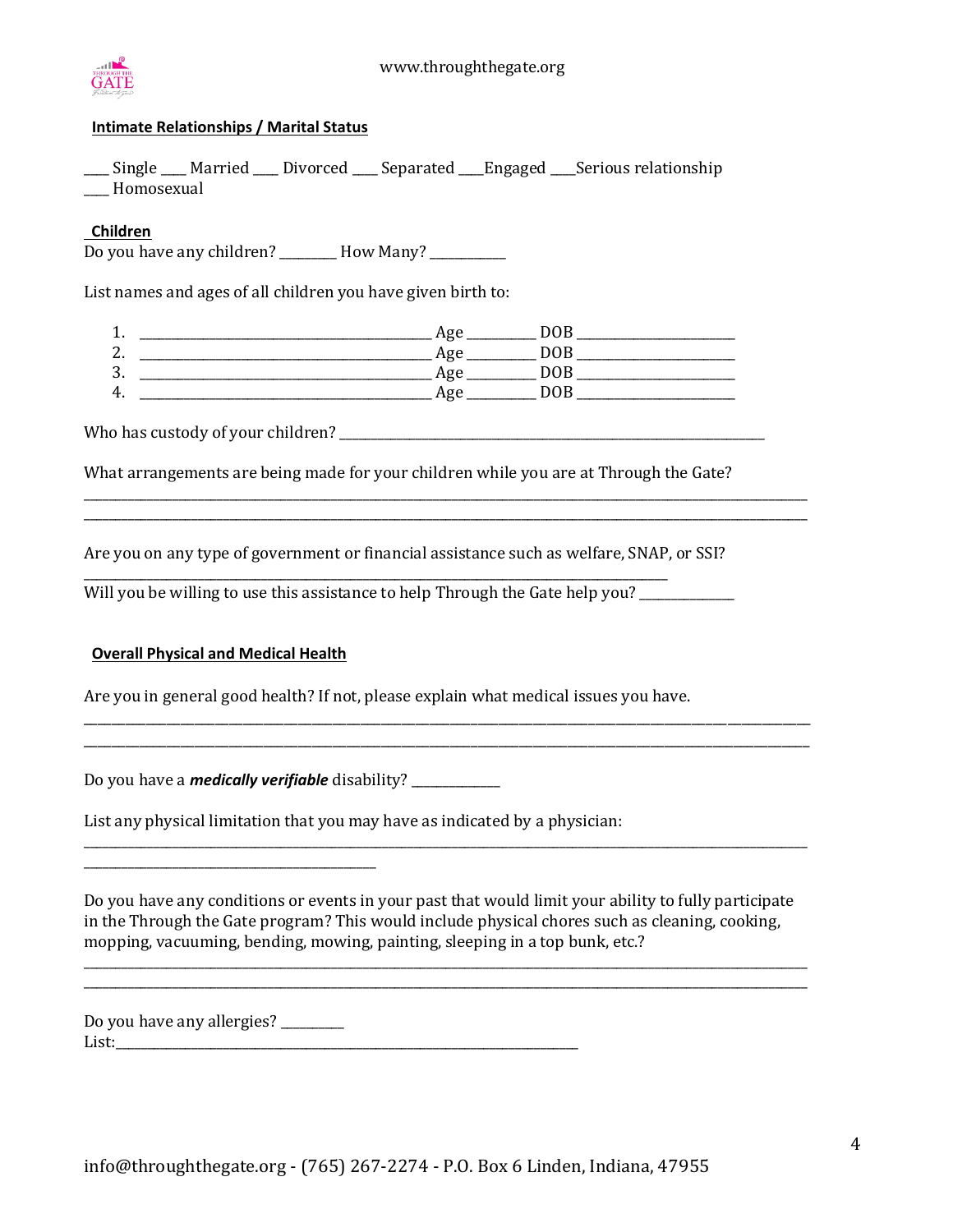## Intimate Relationships / Marital Status

____ Single ____ Married ____ Divorced ____ Separated ___Engaged ___Serious relationship
____ Homosexual

## Children

Do you have any children? ________ How Many? ___________

List names and ages of all children you have given birth to:

1. __________________________________________ Age _________ DOB ______________________
2. __________________________________________ Age _________ DOB ______________________
3. __________________________________________ Age _________ DOB ______________________
4. __________________________________________ Age _________ DOB ______________________

Who has custody of your children? ____________________________________________________________

What arrangements are being made for your children while you are at Through the Gate?

_____________________________________________________________________________________________________
_____________________________________________________________________________________________________

Are you on any type of government or financial assistance such as welfare, SNAP, or SSI?

_____________________________________________________________________________________

Will you be willing to use this assistance to help Through the Gate help you? ______________

## Overall Physical and Medical Health

Are you in general good health? If not, please explain what medical issues you have.

_____________________________________________________________________________________________________
_____________________________________________________________________________________________________

Do you have a ***medically verifiable*** disability? _____________

List any physical limitation that you may have as indicated by a physician:

_____________________________________________________________________________________________________
__________________________________________

Do you have any conditions or events in your past that would limit your ability to fully participate in the Through the Gate program? This would include physical chores such as cleaning, cooking, mopping, vacuuming, bending, mowing, painting, sleeping in a top bunk, etc.?

_____________________________________________________________________________________________________
_____________________________________________________________________________________________________

Do you have any allergies? _________
List:_________________________________________________________________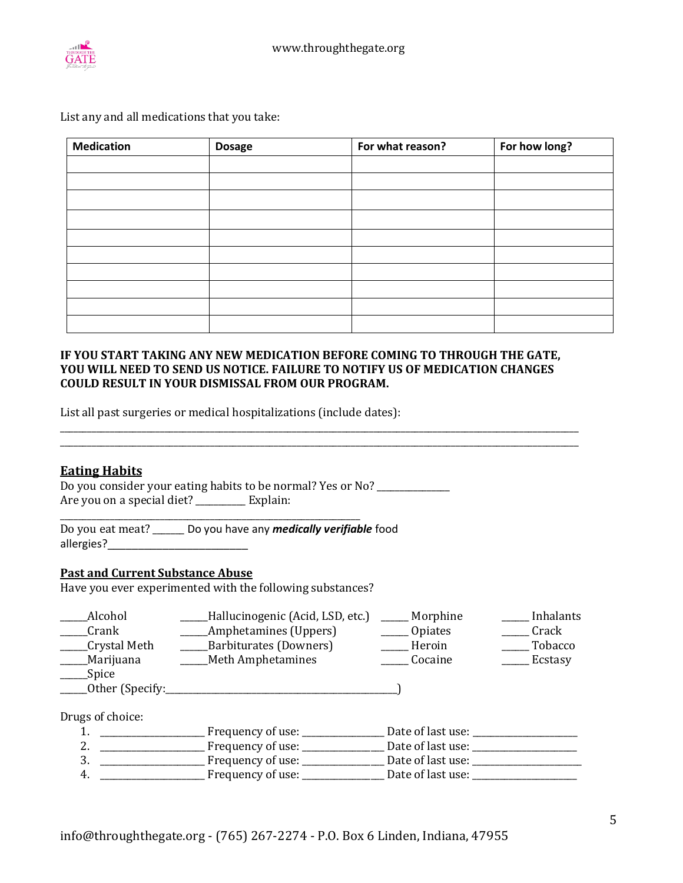List any and all medications that you take:

| Medication | Dosage | For what reason? | For how long? |
|---|---|---|---|
| | | | |
| | | | |
| | | | |
| | | | |
| | | | |
| | | | |
| | | | |
| | | | |
| | | | |
| | | | |

**IF YOU START TAKING ANY NEW MEDICATION BEFORE COMING TO THROUGH THE GATE, YOU WILL NEED TO SEND US NOTICE. FAILURE TO NOTIFY US OF MEDICATION CHANGES COULD RESULT IN YOUR DISMISSAL FROM OUR PROGRAM.**

List all past surgeries or medical hospitalizations (include dates):

____________________________________________________________________________________________

____________________________________________________________________________________________

## Eating Habits

Do you consider your eating habits to be normal? Yes or No? ______________

Are you on a special diet? __________ Explain:

__________________________________________________________

Do you eat meat? ______ Do you have any ***medically verifiable*** food allergies?__________________________

## Past and Current Substance Abuse

Have you ever experimented with the following substances?

_____Alcohol

_____Crank

_____Crystal Meth

_____Marijuana

_____Spice

_____Hallucinogenic (Acid, LSD, etc.)

_____Amphetamines (Uppers)

_____Barbiturates (Downers)

_____Meth Amphetamines

_____ Morphine

_____ Opiates

_____ Heroin

_____ Cocaine

_____ Inhalants

_____ Crack

_____ Tobacco

_____ Ecstasy

_____Other (Specify:_____________________________________________)

Drugs of choice:

1. ____________________ Frequency of use: _______________ Date of last use: ____________________
2. ____________________ Frequency of use: _______________ Date of last use: ____________________
3. ____________________ Frequency of use: _______________ Date of last use: ____________________
4. ____________________ Frequency of use: _______________ Date of last use: ____________________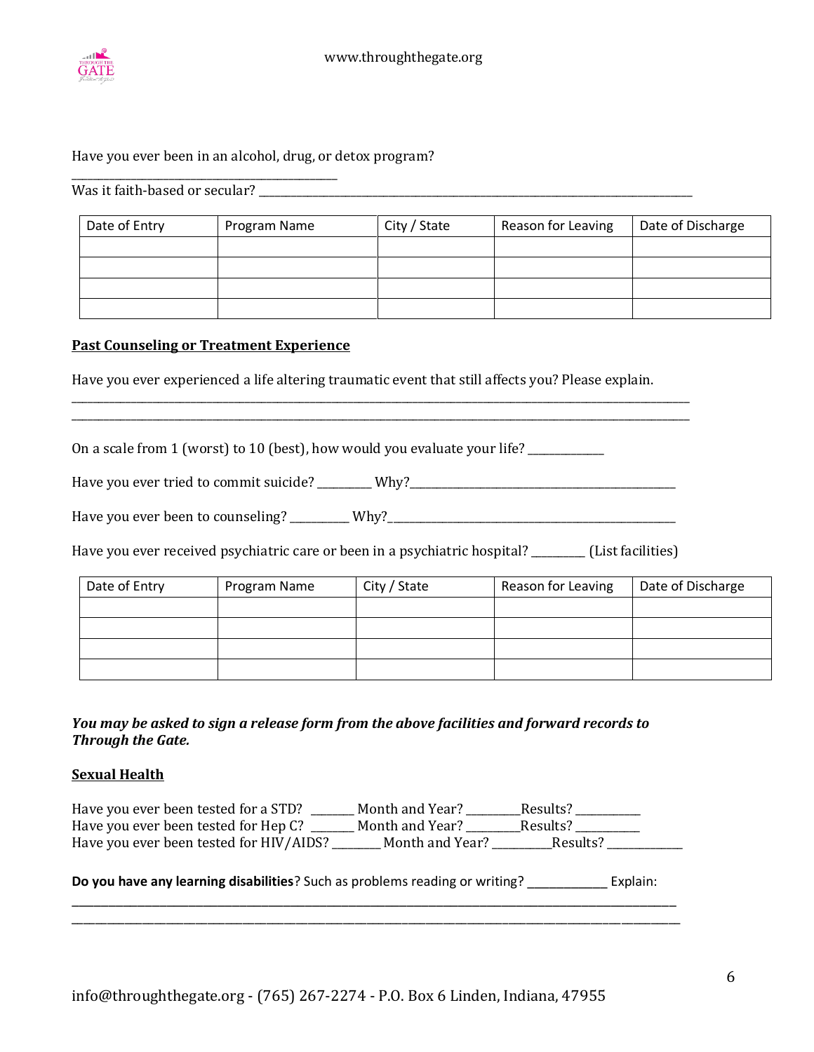Have you ever been in an alcohol, drug, or detox program?
_______________________________________________

Was it faith-based or secular? _______________________________________________________________________________

| Date of Entry | Program Name | City / State | Reason for Leaving | Date of Discharge |
| --- | --- | --- | --- | --- |
| | | | | |
| | | | | |
| | | | | |
| | | | | |

**Past Counseling or Treatment Experience**

Have you ever experienced a life altering traumatic event that still affects you? Please explain.

__________________________________________________________________________________________________________
__________________________________________________________________________________________________________

On a scale from 1 (worst) to 10 (best), how would you evaluate your life? _____________

Have you ever tried to commit suicide? _________ Why?_____________________________________________

Have you ever been to counseling? __________ Why?_________________________________________________

Have you ever received psychiatric care or been in a psychiatric hospital? _________ (List facilities)

| Date of Entry | Program Name | City / State | Reason for Leaving | Date of Discharge |
| --- | --- | --- | --- | --- |
| | | | | |
| | | | | |
| | | | | |
| | | | | |

***You may be asked to sign a release form from the above facilities and forward records to Through the Gate.***

**Sexual Health**

Have you ever been tested for a STD? _______ Month and Year? _________Results? __________
Have you ever been tested for Hep C? _______ Month and Year? _________Results? __________
Have you ever been tested for HIV/AIDS? ________ Month and Year? __________Results? ____________

**Do you have any learning disabilities**? Such as problems reading or writing? ____________ Explain:

__________________________________________________________________________________________________________
__________________________________________________________________________________________________________

info@throughthegate.org - (765) 267-2274 - P.O. Box 6 Linden, Indiana, 47955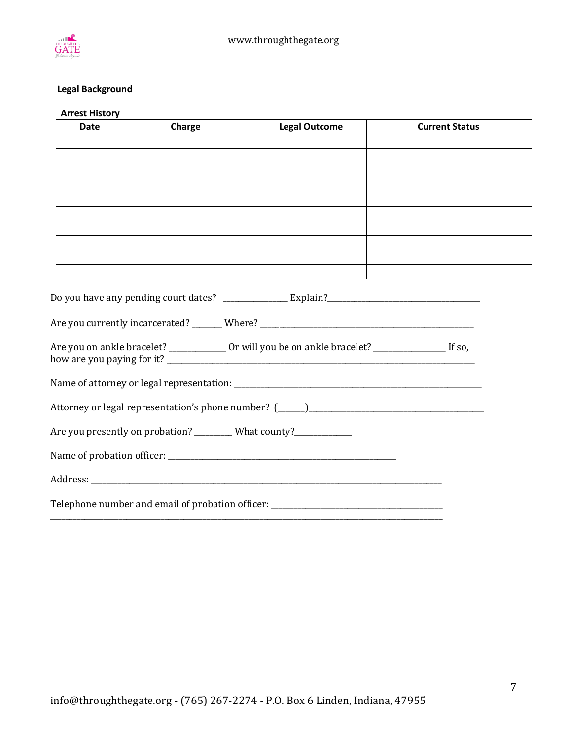## Legal Background

**Arrest History**

| Date | Charge | Legal Outcome | Current Status |
|---|---|---|---|
| | | | |
| | | | |
| | | | |
| | | | |
| | | | |
| | | | |
| | | | |
| | | | |
| | | | |
| | | | |

Do you have any pending court dates? _______________ Explain?___________________________________

Are you currently incarcerated? _______ Where? ___________________________________________________

Are you on ankle bracelet? _____________ Or will you be on ankle bracelet? ________________ If so, how are you paying for it? ___________________________________________________________________________

Name of attorney or legal representation: ____________________________________________________________

Attorney or legal representation's phone number? (______)__________________________________________

Are you presently on probation? ________ What county?_____________

Name of probation officer: _____________________________________________________

Address: ___________________________________________________________________________________

Telephone number and email of probation officer: ________________________________________
_____________________________________________________________________________________________

info@throughthegate.org - (765) 267-2274 - P.O. Box 6 Linden, Indiana, 47955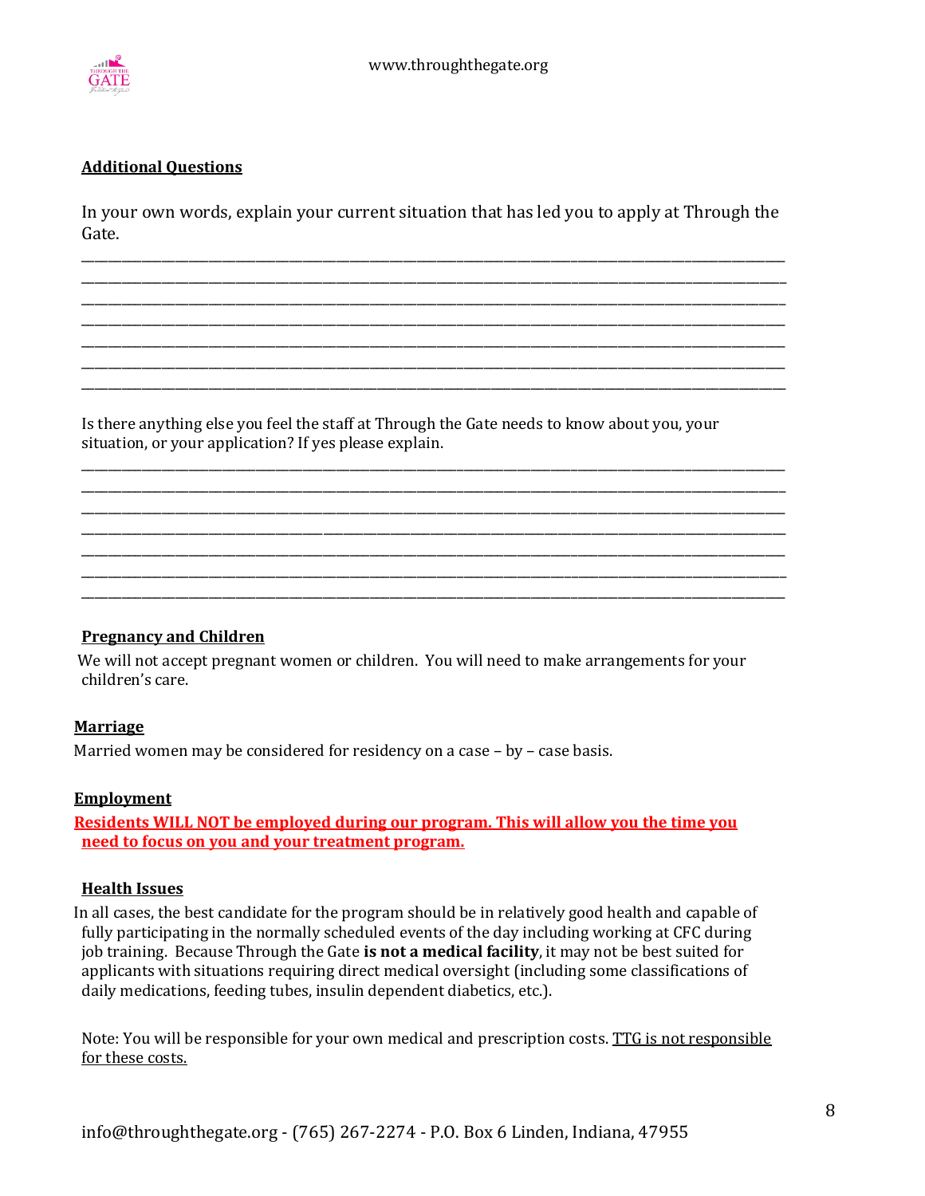## Additional Questions

In your own words, explain your current situation that has led you to apply at Through the Gate.

_______________________________________________________________________________________________
_______________________________________________________________________________________________
_______________________________________________________________________________________________
_______________________________________________________________________________________________
_______________________________________________________________________________________________
_______________________________________________________________________________________________
_______________________________________________________________________________________________

Is there anything else you feel the staff at Through the Gate needs to know about you, your situation, or your application? If yes please explain.

_______________________________________________________________________________________________
_______________________________________________________________________________________________
_______________________________________________________________________________________________
_______________________________________________________________________________________________
_______________________________________________________________________________________________
_______________________________________________________________________________________________
_______________________________________________________________________________________________

## Pregnancy and Children

We will not accept pregnant women or children. You will need to make arrangements for your children's care.

## Marriage

Married women may be considered for residency on a case – by – case basis.

## Employment

**Residents WILL NOT be employed during our program. This will allow you the time you need to focus on you and your treatment program.**

## Health Issues

In all cases, the best candidate for the program should be in relatively good health and capable of fully participating in the normally scheduled events of the day including working at CFC during job training. Because Through the Gate **is not a medical facility**, it may not be best suited for applicants with situations requiring direct medical oversight (including some classifications of daily medications, feeding tubes, insulin dependent diabetics, etc.).

Note: You will be responsible for your own medical and prescription costs. TTG is not responsible for these costs.

info@throughthegate.org - (765) 267-2274 - P.O. Box 6 Linden, Indiana, 47955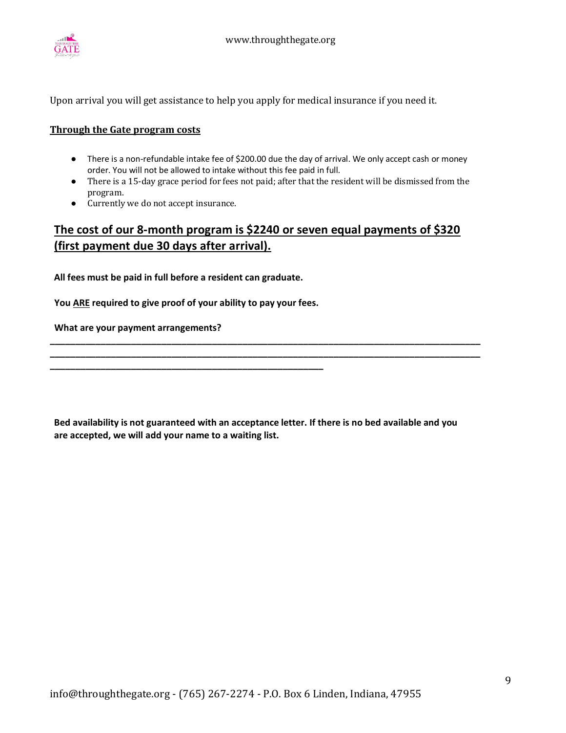Upon arrival you will get assistance to help you apply for medical insurance if you need it.

**Through the Gate program costs**

- There is a non-refundable intake fee of $200.00 due the day of arrival. We only accept cash or money order. You will not be allowed to intake without this fee paid in full.
- There is a 15-day grace period for fees not paid; after that the resident will be dismissed from the program.
- Currently we do not accept insurance.

## The cost of our 8-month program is $2240 or seven equal payments of $320 (first payment due 30 days after arrival).

**All fees must be paid in full before a resident can graduate.**

**You ARE required to give proof of your ability to pay your fees.**

**What are your payment arrangements?**

______________________________________________________________________________________
______________________________________________________________________________________
______________________________________________________

**Bed availability is not guaranteed with an acceptance letter. If there is no bed available and you are accepted, we will add your name to a waiting list.**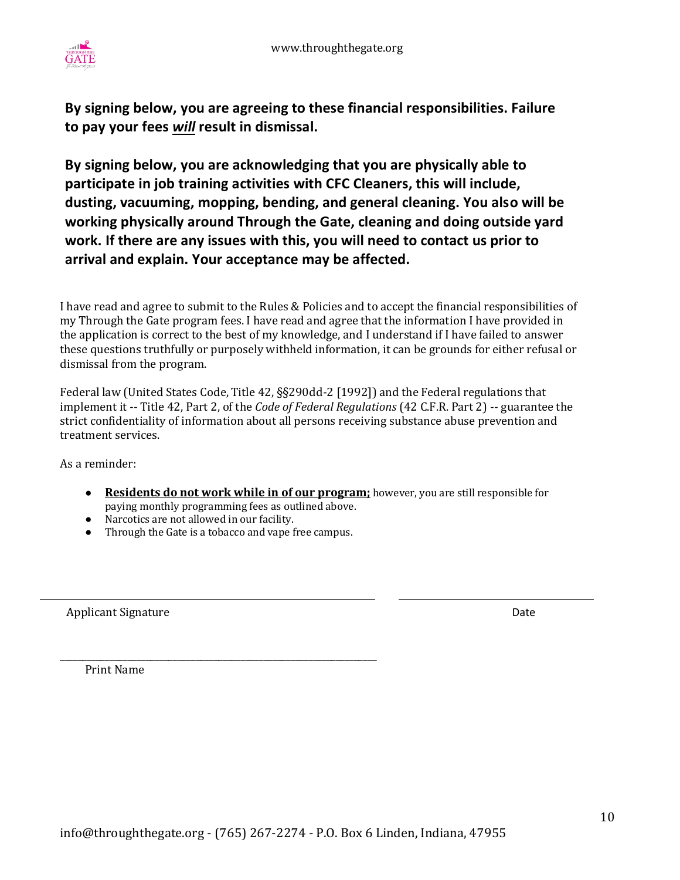**By signing below, you are agreeing to these financial responsibilities. Failure to pay your fees *<u>will</u>* result in dismissal.**

**By signing below, you are acknowledging that you are physically able to participate in job training activities with CFC Cleaners, this will include, dusting, vacuuming, mopping, bending, and general cleaning. You also will be working physically around Through the Gate, cleaning and doing outside yard work. If there are any issues with this, you will need to contact us prior to arrival and explain. Your acceptance may be affected.**

I have read and agree to submit to the Rules & Policies and to accept the financial responsibilities of my Through the Gate program fees. I have read and agree that the information I have provided in the application is correct to the best of my knowledge, and I understand if I have failed to answer these questions truthfully or purposely withheld information, it can be grounds for either refusal or dismissal from the program.

Federal law (United States Code, Title 42, §§290dd-2 [1992]) and the Federal regulations that implement it -- Title 42, Part 2, of the *Code of Federal Regulations* (42 C.F.R. Part 2) -- guarantee the strict confidentiality of information about all persons receiving substance abuse prevention and treatment services.

As a reminder:

- **<u>Residents do not work while in of our program;</u>** however, you are still responsible for paying monthly programming fees as outlined above.
- Narcotics are not allowed in our facility.
- Through the Gate is a tobacco and vape free campus.

\_\_\_\_\_\_\_\_\_\_\_\_\_\_\_\_\_\_\_\_\_\_\_\_\_\_\_\_\_\_\_\_\_\_\_\_\_\_\_\_ \_\_\_\_\_\_\_\_\_\_\_\_\_\_\_\_\_\_\_\_\_\_\_\_

Applicant Signature Date

\_\_\_\_\_\_\_\_\_\_\_\_\_\_\_\_\_\_\_\_\_\_\_\_\_\_\_\_\_\_\_\_\_\_\_\_\_\_\_\_

Print Name